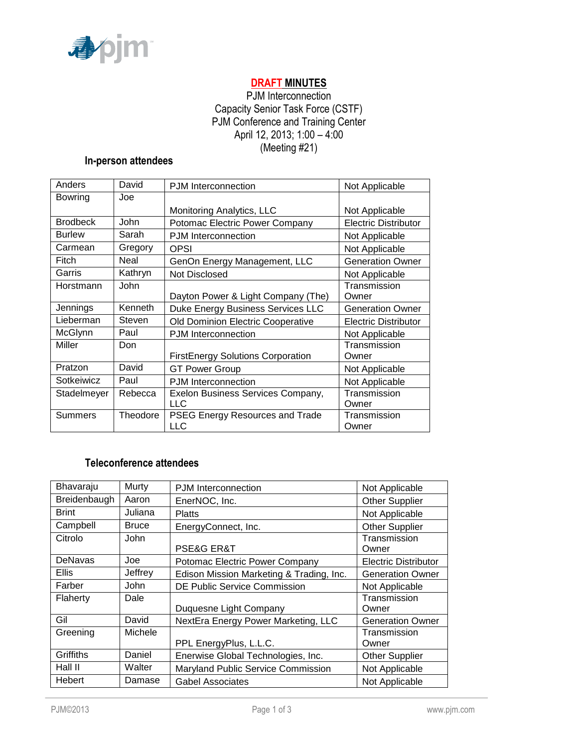**DRAFT MINUTES**

PJM Interconnection
Capacity Senior Task Force (CSTF)
PJM Conference and Training Center
April 12, 2013; 1:00 – 4:00
(Meeting #21)

### In-person attendees

| | | | |
|---|---|---|---|
| Anders | David | PJM Interconnection | Not Applicable |
| Bowring | Joe | Monitoring Analytics, LLC | Not Applicable |
| Brodbeck | John | Potomac Electric Power Company | Electric Distributor |
| Burlew | Sarah | PJM Interconnection | Not Applicable |
| Carmean | Gregory | OPSI | Not Applicable |
| Fitch | Neal | GenOn Energy Management, LLC | Generation Owner |
| Garris | Kathryn | Not Disclosed | Not Applicable |
| Horstmann | John | Dayton Power & Light Company (The) | Transmission Owner |
| Jennings | Kenneth | Duke Energy Business Services LLC | Generation Owner |
| Lieberman | Steven | Old Dominion Electric Cooperative | Electric Distributor |
| McGlynn | Paul | PJM Interconnection | Not Applicable |
| Miller | Don | FirstEnergy Solutions Corporation | Transmission Owner |
| Pratzon | David | GT Power Group | Not Applicable |
| Sotkeiwicz | Paul | PJM Interconnection | Not Applicable |
| Stadelmeyer | Rebecca | Exelon Business Services Company, LLC | Transmission Owner |
| Summers | Theodore | PSEG Energy Resources and Trade LLC | Transmission Owner |

### Teleconference attendees

| | | | |
|---|---|---|---|
| Bhavaraju | Murty | PJM Interconnection | Not Applicable |
| Breidenbaugh | Aaron | EnerNOC, Inc. | Other Supplier |
| Brint | Juliana | Platts | Not Applicable |
| Campbell | Bruce | EnergyConnect, Inc. | Other Supplier |
| Citrolo | John | PSE&G ER&T | Transmission Owner |
| DeNavas | Joe | Potomac Electric Power Company | Electric Distributor |
| Ellis | Jeffrey | Edison Mission Marketing & Trading, Inc. | Generation Owner |
| Farber | John | DE Public Service Commission | Not Applicable |
| Flaherty | Dale | Duquesne Light Company | Transmission Owner |
| Gil | David | NextEra Energy Power Marketing, LLC | Generation Owner |
| Greening | Michele | PPL EnergyPlus, L.L.C. | Transmission Owner |
| Griffiths | Daniel | Enerwise Global Technologies, Inc. | Other Supplier |
| Hall II | Walter | Maryland Public Service Commission | Not Applicable |
| Hebert | Damase | Gabel Associates | Not Applicable |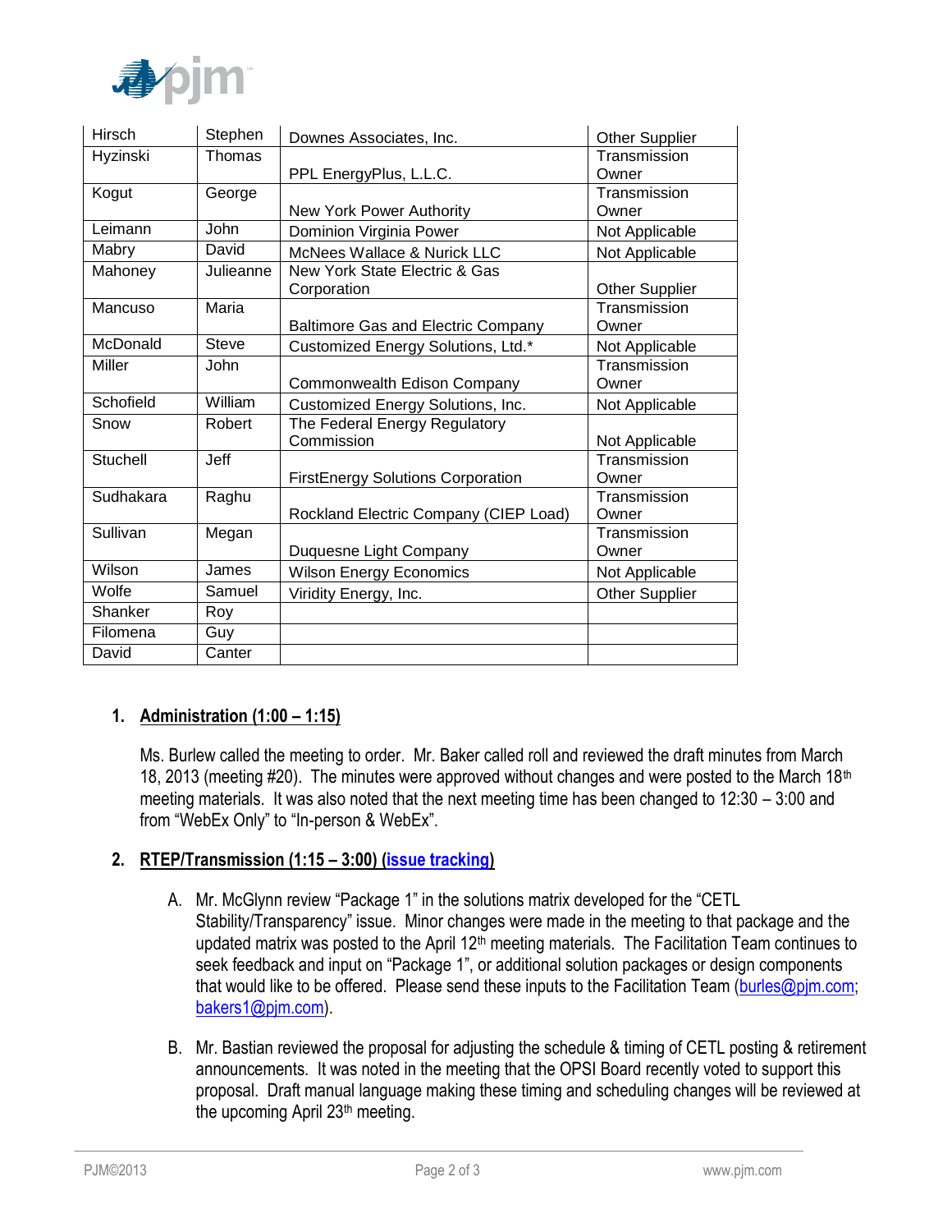| Hirsch | Stephen | Downes Associates, Inc. | Other Supplier |
|---|---|---|---|
| Hyzinski | Thomas | PPL EnergyPlus, L.L.C. | Transmission Owner |
| Kogut | George | New York Power Authority | Transmission Owner |
| Leimann | John | Dominion Virginia Power | Not Applicable |
| Mabry | David | McNees Wallace & Nurick LLC | Not Applicable |
| Mahoney | Julieanne | New York State Electric & Gas Corporation | Other Supplier |
| Mancuso | Maria | Baltimore Gas and Electric Company | Transmission Owner |
| McDonald | Steve | Customized Energy Solutions, Ltd.* | Not Applicable |
| Miller | John | Commonwealth Edison Company | Transmission Owner |
| Schofield | William | Customized Energy Solutions, Inc. | Not Applicable |
| Snow | Robert | The Federal Energy Regulatory Commission | Not Applicable |
| Stuchell | Jeff | FirstEnergy Solutions Corporation | Transmission Owner |
| Sudhakara | Raghu | Rockland Electric Company (CIEP Load) | Transmission Owner |
| Sullivan | Megan | Duquesne Light Company | Transmission Owner |
| Wilson | James | Wilson Energy Economics | Not Applicable |
| Wolfe | Samuel | Viridity Energy, Inc. | Other Supplier |
| Shanker | Roy | | |
| Filomena | Guy | | |
| David | Canter | | |

## 1. Administration (1:00 – 1:15)

Ms. Burlew called the meeting to order. Mr. Baker called roll and reviewed the draft minutes from March 18, 2013 (meeting #20). The minutes were approved without changes and were posted to the March 18th meeting materials. It was also noted that the next meeting time has been changed to 12:30 – 3:00 and from "WebEx Only" to "In-person & WebEx".

## 2. RTEP/Transmission (1:15 – 3:00) (issue tracking)

A. Mr. McGlynn review "Package 1" in the solutions matrix developed for the "CETL Stability/Transparency" issue. Minor changes were made in the meeting to that package and the updated matrix was posted to the April 12th meeting materials. The Facilitation Team continues to seek feedback and input on "Package 1", or additional solution packages or design components that would like to be offered. Please send these inputs to the Facilitation Team (burles@pjm.com; bakers1@pjm.com).

B. Mr. Bastian reviewed the proposal for adjusting the schedule & timing of CETL posting & retirement announcements. It was noted in the meeting that the OPSI Board recently voted to support this proposal. Draft manual language making these timing and scheduling changes will be reviewed at the upcoming April 23rd meeting.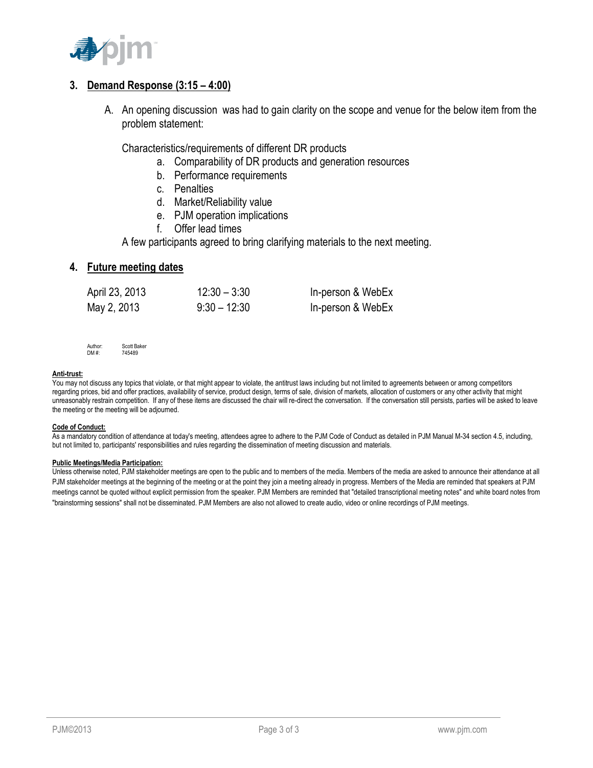## 3. Demand Response (3:15 – 4:00)

A. An opening discussion was had to gain clarity on the scope and venue for the below item from the problem statement:

   Characteristics/requirements of different DR products

   a. Comparability of DR products and generation resources
   b. Performance requirements
   c. Penalties
   d. Market/Reliability value
   e. PJM operation implications
   f. Offer lead times

   A few participants agreed to bring clarifying materials to the next meeting.

## 4. Future meeting dates

| | | |
|---|---|---|
| April 23, 2013 | 12:30 – 3:30 | In-person & WebEx |
| May 2, 2013 | 9:30 – 12:30 | In-person & WebEx |

Author: Scott Baker
DM #: 745489

**Anti-trust:**
You may not discuss any topics that violate, or that might appear to violate, the antitrust laws including but not limited to agreements between or among competitors regarding prices, bid and offer practices, availability of service, product design, terms of sale, division of markets, allocation of customers or any other activity that might unreasonably restrain competition. If any of these items are discussed the chair will re-direct the conversation. If the conversation still persists, parties will be asked to leave the meeting or the meeting will be adjourned.

**Code of Conduct:**
As a mandatory condition of attendance at today's meeting, attendees agree to adhere to the PJM Code of Conduct as detailed in PJM Manual M-34 section 4.5, including, but not limited to, participants' responsibilities and rules regarding the dissemination of meeting discussion and materials.

**Public Meetings/Media Participation:**
Unless otherwise noted, PJM stakeholder meetings are open to the public and to members of the media. Members of the media are asked to announce their attendance at all PJM stakeholder meetings at the beginning of the meeting or at the point they join a meeting already in progress. Members of the Media are reminded that speakers at PJM meetings cannot be quoted without explicit permission from the speaker. PJM Members are reminded that "detailed transcriptional meeting notes" and white board notes from "brainstorming sessions" shall not be disseminated. PJM Members are also not allowed to create audio, video or online recordings of PJM meetings.